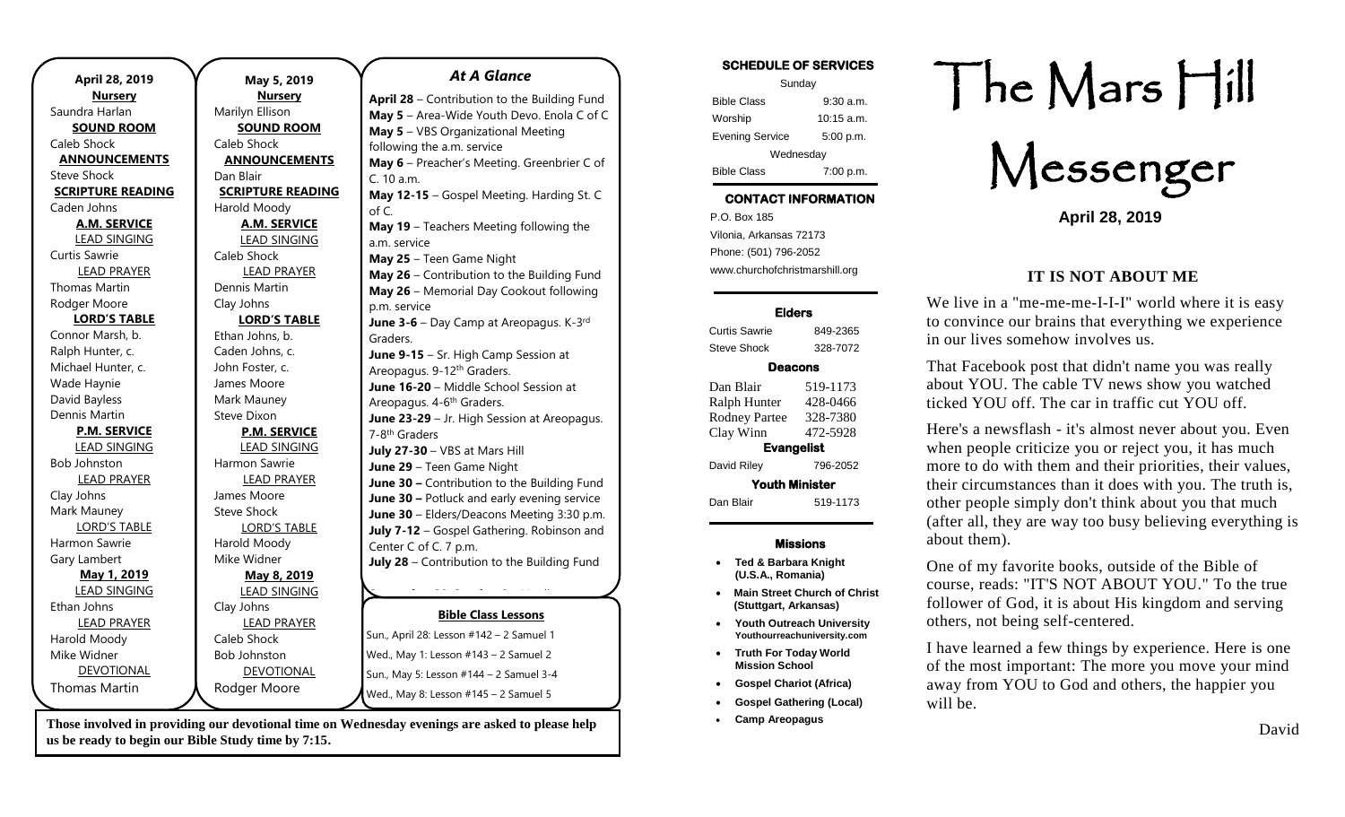## April 28, 2019

**Nursery**
Saundra Harlan

**SOUND ROOM**
Caleb Shock

**ANNOUNCEMENTS**
Steve Shock

**SCRIPTURE READING**
Caden Johns

**A.M. SERVICE**

LEAD SINGING
Curtis Sawrie

LEAD PRAYER
Thomas Martin
Rodger Moore

**LORD'S TABLE**
Connor Marsh, b.
Ralph Hunter, c.
Michael Hunter, c.
Wade Haynie
David Bayless
Dennis Martin

**P.M. SERVICE**

LEAD SINGING
Bob Johnston

LEAD PRAYER
Clay Johns
Mark Mauney

LORD'S TABLE
Harmon Sawrie
Gary Lambert

**May 1, 2019**

LEAD SINGING
Ethan Johns

LEAD PRAYER
Harold Moody
Mike Widner

DEVOTIONAL
Thomas Martin

## May 5, 2019

**Nursery**
Marilyn Ellison

**SOUND ROOM**
Caleb Shock

**ANNOUNCEMENTS**
Dan Blair

**SCRIPTURE READING**
Harold Moody

**A.M. SERVICE**

LEAD SINGING
Caleb Shock

LEAD PRAYER
Dennis Martin
Clay Johns

**LORD'S TABLE**
Ethan Johns, b.
Caden Johns, c.
John Foster, c.
James Moore
Mark Mauney
Steve Dixon

**P.M. SERVICE**

LEAD SINGING
Harmon Sawrie

LEAD PRAYER
James Moore
Steve Shock

LORD'S TABLE
Harold Moody
Mike Widner

**May 8, 2019**

LEAD SINGING
Clay Johns

LEAD PRAYER
Caleb Shock
Bob Johnston

DEVOTIONAL
Rodger Moore

## *At A Glance*

**April 28** – Contribution to the Building Fund
**May 5** – Area-Wide Youth Devo. Enola C of C
**May 5** – VBS Organizational Meeting following the a.m. service
**May 6** – Preacher's Meeting. Greenbrier C of C. 10 a.m.
**May 12-15** – Gospel Meeting. Harding St. C of C.
**May 19** – Teachers Meeting following the a.m. service
**May 25** – Teen Game Night
**May 26** – Contribution to the Building Fund
**May 26** – Memorial Day Cookout following p.m. service
**June 3-6** – Day Camp at Areopagus. K-3rd Graders.
**June 9-15** – Sr. High Camp Session at Areopagus. 9-12th Graders.
**June 16-20** – Middle School Session at Areopagus. 4-6th Graders.
**June 23-29** – Jr. High Session at Areopagus. 7-8th Graders
**July 27-30** – VBS at Mars Hill
**June 29** – Teen Game Night
**June 30 –** Contribution to the Building Fund
**June 30 –** Potluck and early evening service
**June 30** – Elders/Deacons Meeting 3:30 p.m.
**July 7-12** – Gospel Gathering. Robinson and Center C of C. 7 p.m.
**July 28** – Contribution to the Building Fund

**Bible Class Lessons**

Sun., April 28: Lesson #142 – 2 Samuel 1
Wed., May 1: Lesson #143 – 2 Samuel 2
Sun., May 5: Lesson #144 – 2 Samuel 3-4
Wed., May 8: Lesson #145 – 2 Samuel 5

**Those involved in providing our devotional time on Wednesday evenings are asked to please help us be ready to begin our Bible Study time by 7:15.**

### SCHEDULE OF SERVICES

| Sunday | |
|---|---|
| Bible Class | 9:30 a.m. |
| Worship | 10:15 a.m. |
| Evening Service | 5:00 p.m. |
| Wednesday | |
| Bible Class | 7:00 p.m. |

### CONTACT INFORMATION

P.O. Box 185
Vilonia, Arkansas 72173
Phone: (501) 796-2052
www.churchofchristmarshill.org

### Elders

Curtis Sawrie 849-2365
Steve Shock 328-7072

### Deacons

Dan Blair 519-1173
Ralph Hunter 428-0466
Rodney Partee 328-7380
Clay Winn 472-5928

### Evangelist

David Riley 796-2052

### Youth Minister

Dan Blair 519-1173

### Missions

- **Ted & Barbara Knight (U.S.A., Romania)**
- **Main Street Church of Christ (Stuttgart, Arkansas)**
- **Youth Outreach University Youthourreachuniversity.com**
- **Truth For Today World Mission School**
- **Gospel Chariot (Africa)**
- **Gospel Gathering (Local)**
- **Camp Areopagus**

# The Mars Hill Messenger

**April 28, 2019**

## IT IS NOT ABOUT ME

We live in a "me-me-me-I-I-I" world where it is easy to convince our brains that everything we experience in our lives somehow involves us.

That Facebook post that didn't name you was really about YOU. The cable TV news show you watched ticked YOU off. The car in traffic cut YOU off.

Here's a newsflash - it's almost never about you. Even when people criticize you or reject you, it has much more to do with them and their priorities, their values, their circumstances than it does with you. The truth is, other people simply don't think about you that much (after all, they are way too busy believing everything is about them).

One of my favorite books, outside of the Bible of course, reads: "IT'S NOT ABOUT YOU." To the true follower of God, it is about His kingdom and serving others, not being self-centered.

I have learned a few things by experience. Here is one of the most important: The more you move your mind away from YOU to God and others, the happier you will be.

David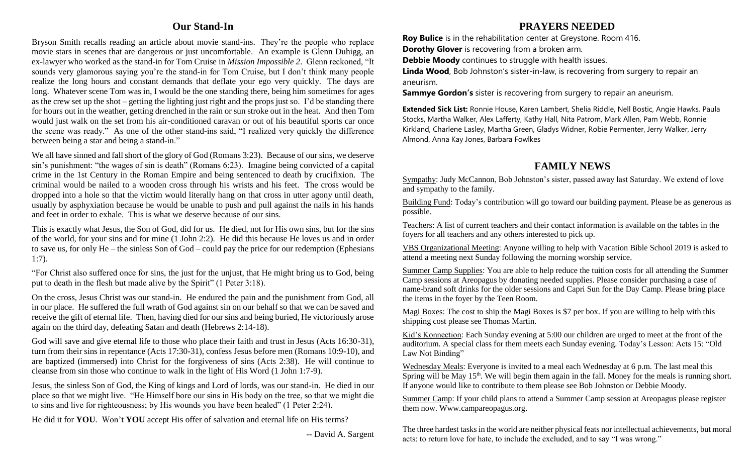## Our Stand-In

Bryson Smith recalls reading an article about movie stand-ins. They're the people who replace movie stars in scenes that are dangerous or just uncomfortable. An example is Glenn Duhigg, an ex-lawyer who worked as the stand-in for Tom Cruise in *Mission Impossible 2*. Glenn reckoned, "It sounds very glamorous saying you're the stand-in for Tom Cruise, but I don't think many people realize the long hours and constant demands that deflate your ego very quickly. The days are long. Whatever scene Tom was in, I would be the one standing there, being him sometimes for ages as the crew set up the shot – getting the lighting just right and the props just so. I'd be standing there for hours out in the weather, getting drenched in the rain or sun stroke out in the heat. And then Tom would just walk on the set from his air-conditioned caravan or out of his beautiful sports car once the scene was ready." As one of the other stand-ins said, "I realized very quickly the difference between being a star and being a stand-in."

We all have sinned and fall short of the glory of God (Romans 3:23). Because of our sins, we deserve sin's punishment: "the wages of sin is death" (Romans 6:23). Imagine being convicted of a capital crime in the 1st Century in the Roman Empire and being sentenced to death by crucifixion. The criminal would be nailed to a wooden cross through his wrists and his feet. The cross would be dropped into a hole so that the victim would literally hang on that cross in utter agony until death, usually by asphyxiation because he would be unable to push and pull against the nails in his hands and feet in order to exhale. This is what we deserve because of our sins.

This is exactly what Jesus, the Son of God, did for us. He died, not for His own sins, but for the sins of the world, for your sins and for mine (1 John 2:2). He did this because He loves us and in order to save us, for only He – the sinless Son of God – could pay the price for our redemption (Ephesians 1:7).

"For Christ also suffered once for sins, the just for the unjust, that He might bring us to God, being put to death in the flesh but made alive by the Spirit" (1 Peter 3:18).

On the cross, Jesus Christ was our stand-in. He endured the pain and the punishment from God, all in our place. He suffered the full wrath of God against sin on our behalf so that we can be saved and receive the gift of eternal life. Then, having died for our sins and being buried, He victoriously arose again on the third day, defeating Satan and death (Hebrews 2:14-18).

God will save and give eternal life to those who place their faith and trust in Jesus (Acts 16:30-31), turn from their sins in repentance (Acts 17:30-31), confess Jesus before men (Romans 10:9-10), and are baptized (immersed) into Christ for the forgiveness of sins (Acts 2:38). He will continue to cleanse from sin those who continue to walk in the light of His Word (1 John 1:7-9).

Jesus, the sinless Son of God, the King of kings and Lord of lords, was our stand-in. He died in our place so that we might live. "He Himself bore our sins in His body on the tree, so that we might die to sins and live for righteousness; by His wounds you have been healed" (1 Peter 2:24).

He did it for **YOU**. Won't **YOU** accept His offer of salvation and eternal life on His terms?

-- David A. Sargent

## PRAYERS NEEDED

**Roy Bulice** is in the rehabilitation center at Greystone. Room 416.

**Dorothy Glover** is recovering from a broken arm.

**Debbie Moody** continues to struggle with health issues.

**Linda Wood**, Bob Johnston's sister-in-law, is recovering from surgery to repair an aneurism.

**Sammye Gordon's** sister is recovering from surgery to repair an aneurism.

**Extended Sick List:** Ronnie House, Karen Lambert, Shelia Riddle, Nell Bostic, Angie Hawks, Paula Stocks, Martha Walker, Alex Lafferty, Kathy Hall, Nita Patrom, Mark Allen, Pam Webb, Ronnie Kirkland, Charlene Lasley, Martha Green, Gladys Widner, Robie Permenter, Jerry Walker, Jerry Almond, Anna Kay Jones, Barbara Fowlkes

## FAMILY NEWS

Sympathy: Judy McCannon, Bob Johnston's sister, passed away last Saturday. We extend of love and sympathy to the family.

Building Fund: Today's contribution will go toward our building payment. Please be as generous as possible.

Teachers: A list of current teachers and their contact information is available on the tables in the foyers for all teachers and any others interested to pick up.

VBS Organizational Meeting: Anyone willing to help with Vacation Bible School 2019 is asked to attend a meeting next Sunday following the morning worship service.

Summer Camp Supplies: You are able to help reduce the tuition costs for all attending the Summer Camp sessions at Areopagus by donating needed supplies. Please consider purchasing a case of name-brand soft drinks for the older sessions and Capri Sun for the Day Camp. Please bring place the items in the foyer by the Teen Room.

Magi Boxes: The cost to ship the Magi Boxes is $7 per box. If you are willing to help with this shipping cost please see Thomas Martin.

Kid's Konnection: Each Sunday evening at 5:00 our children are urged to meet at the front of the auditorium. A special class for them meets each Sunday evening. Today's Lesson: Acts 15: "Old Law Not Binding"

Wednesday Meals: Everyone is invited to a meal each Wednesday at 6 p.m. The last meal this Spring will be May 15th. We will begin them again in the fall. Money for the meals is running short. If anyone would like to contribute to them please see Bob Johnston or Debbie Moody.

Summer Camp: If your child plans to attend a Summer Camp session at Areopagus please register them now. Www.campareopagus.org.

The three hardest tasks in the world are neither physical feats nor intellectual achievements, but moral acts: to return love for hate, to include the excluded, and to say "I was wrong."